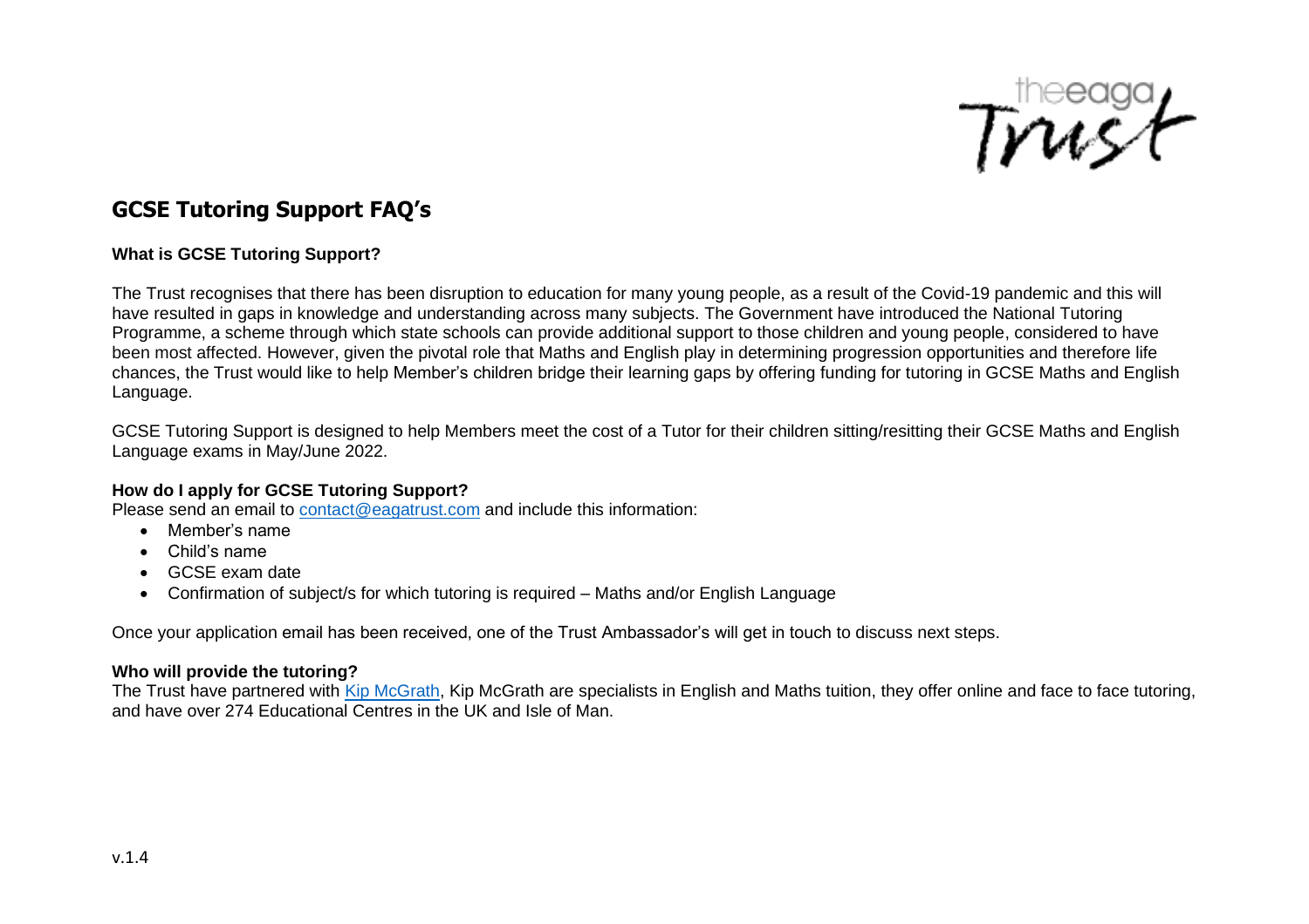# GCSE Tutoring Support FAQ's

**What is GCSE Tutoring Support?**

The Trust recognises that there has been disruption to education for many young people, as a result of the Covid-19 pandemic and this will have resulted in gaps in knowledge and understanding across many subjects. The Government have introduced the National Tutoring Programme, a scheme through which state schools can provide additional support to those children and young people, considered to have been most affected. However, given the pivotal role that Maths and English play in determining progression opportunities and therefore life chances, the Trust would like to help Member's children bridge their learning gaps by offering funding for tutoring in GCSE Maths and English Language.

GCSE Tutoring Support is designed to help Members meet the cost of a Tutor for their children sitting/resitting their GCSE Maths and English Language exams in May/June 2022.

**How do I apply for GCSE Tutoring Support?**

Please send an email to contact@eagatrust.com and include this information:

- Member's name
- Child's name
- GCSE exam date
- Confirmation of subject/s for which tutoring is required – Maths and/or English Language

Once your application email has been received, one of the Trust Ambassador's will get in touch to discuss next steps.

**Who will provide the tutoring?**

The Trust have partnered with Kip McGrath, Kip McGrath are specialists in English and Maths tuition, they offer online and face to face tutoring, and have over 274 Educational Centres in the UK and Isle of Man.

v.1.4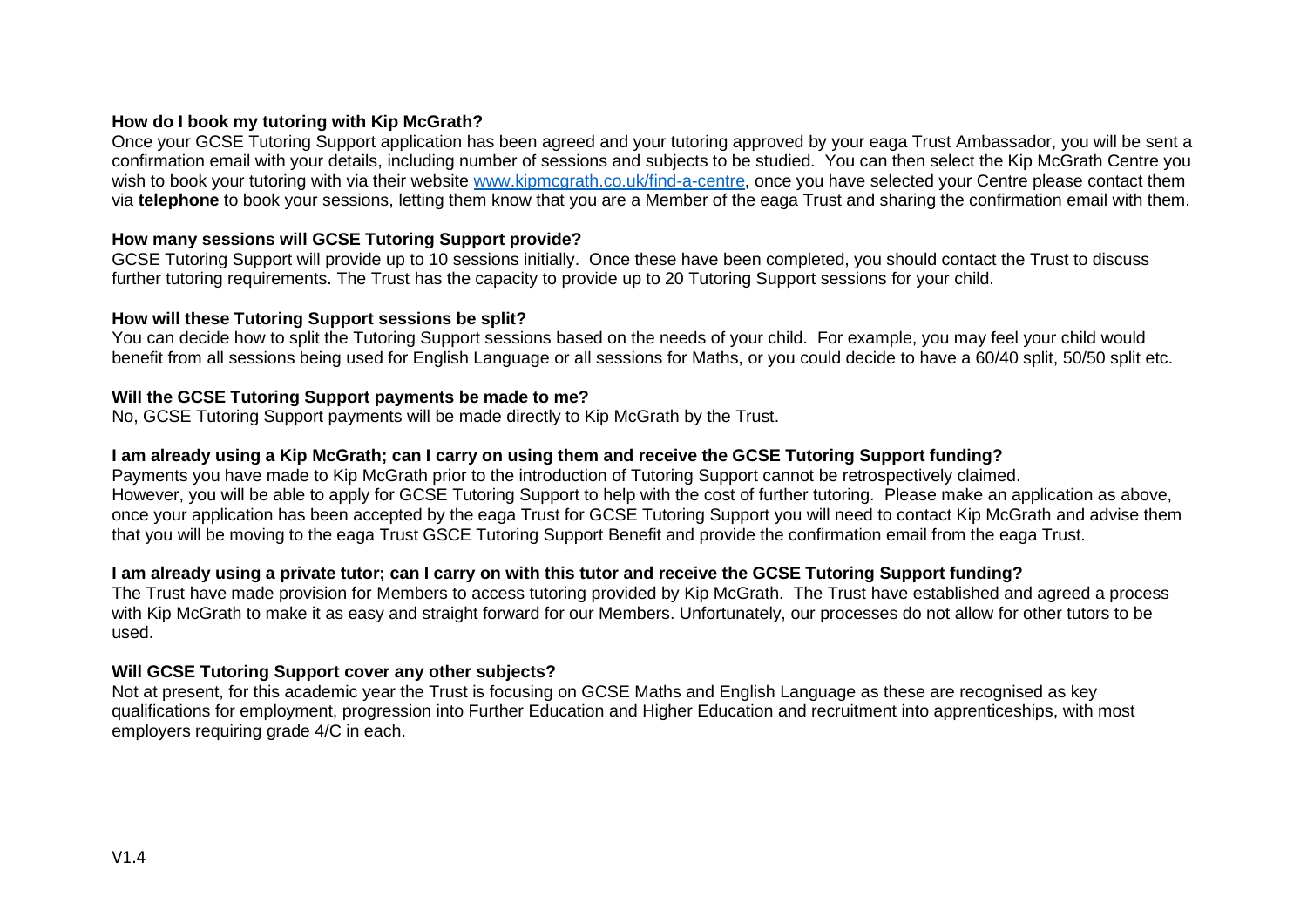**How do I book my tutoring with Kip McGrath?**

Once your GCSE Tutoring Support application has been agreed and your tutoring approved by your eaga Trust Ambassador, you will be sent a confirmation email with your details, including number of sessions and subjects to be studied. You can then select the Kip McGrath Centre you wish to book your tutoring with via their website [www.kipmcgrath.co.uk/find-a-centre](www.kipmcgrath.co.uk/find-a-centre), once you have selected your Centre please contact them via **telephone** to book your sessions, letting them know that you are a Member of the eaga Trust and sharing the confirmation email with them.

**How many sessions will GCSE Tutoring Support provide?**

GCSE Tutoring Support will provide up to 10 sessions initially. Once these have been completed, you should contact the Trust to discuss further tutoring requirements. The Trust has the capacity to provide up to 20 Tutoring Support sessions for your child.

**How will these Tutoring Support sessions be split?**

You can decide how to split the Tutoring Support sessions based on the needs of your child. For example, you may feel your child would benefit from all sessions being used for English Language or all sessions for Maths, or you could decide to have a 60/40 split, 50/50 split etc.

**Will the GCSE Tutoring Support payments be made to me?**

No, GCSE Tutoring Support payments will be made directly to Kip McGrath by the Trust.

**I am already using a Kip McGrath; can I carry on using them and receive the GCSE Tutoring Support funding?**

Payments you have made to Kip McGrath prior to the introduction of Tutoring Support cannot be retrospectively claimed.
However, you will be able to apply for GCSE Tutoring Support to help with the cost of further tutoring. Please make an application as above, once your application has been accepted by the eaga Trust for GCSE Tutoring Support you will need to contact Kip McGrath and advise them that you will be moving to the eaga Trust GSCE Tutoring Support Benefit and provide the confirmation email from the eaga Trust.

**I am already using a private tutor; can I carry on with this tutor and receive the GCSE Tutoring Support funding?**

The Trust have made provision for Members to access tutoring provided by Kip McGrath. The Trust have established and agreed a process with Kip McGrath to make it as easy and straight forward for our Members. Unfortunately, our processes do not allow for other tutors to be used.

**Will GCSE Tutoring Support cover any other subjects?**

Not at present, for this academic year the Trust is focusing on GCSE Maths and English Language as these are recognised as key qualifications for employment, progression into Further Education and Higher Education and recruitment into apprenticeships, with most employers requiring grade 4/C in each.

V1.4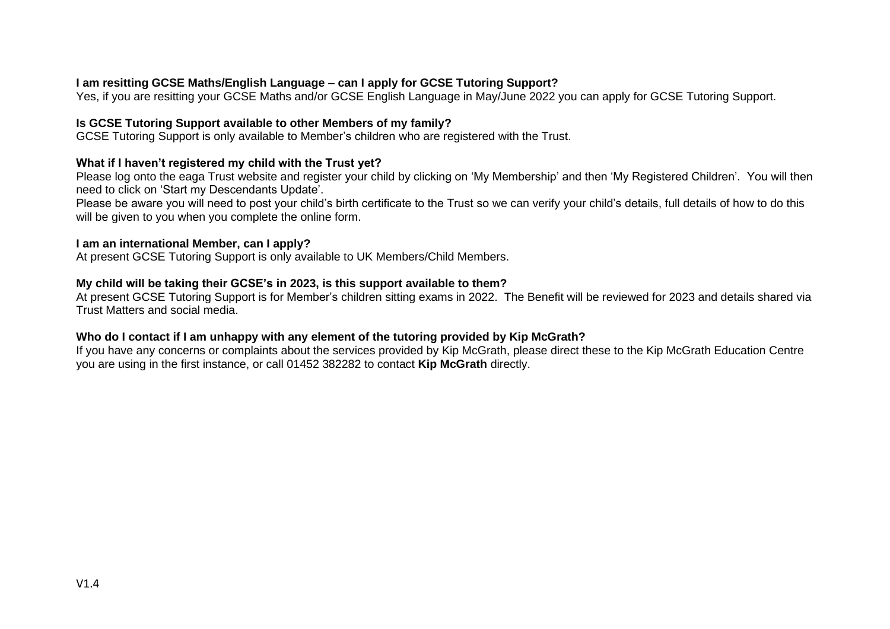**I am resitting GCSE Maths/English Language – can I apply for GCSE Tutoring Support?**
Yes, if you are resitting your GCSE Maths and/or GCSE English Language in May/June 2022 you can apply for GCSE Tutoring Support.

**Is GCSE Tutoring Support available to other Members of my family?**
GCSE Tutoring Support is only available to Member's children who are registered with the Trust.

**What if I haven't registered my child with the Trust yet?**
Please log onto the eaga Trust website and register your child by clicking on 'My Membership' and then 'My Registered Children'. You will then need to click on 'Start my Descendants Update'.
Please be aware you will need to post your child's birth certificate to the Trust so we can verify your child's details, full details of how to do this will be given to you when you complete the online form.

**I am an international Member, can I apply?**
At present GCSE Tutoring Support is only available to UK Members/Child Members.

**My child will be taking their GCSE's in 2023, is this support available to them?**
At present GCSE Tutoring Support is for Member's children sitting exams in 2022. The Benefit will be reviewed for 2023 and details shared via Trust Matters and social media.

**Who do I contact if I am unhappy with any element of the tutoring provided by Kip McGrath?**
If you have any concerns or complaints about the services provided by Kip McGrath, please direct these to the Kip McGrath Education Centre you are using in the first instance, or call 01452 382282 to contact **Kip McGrath** directly.

V1.4